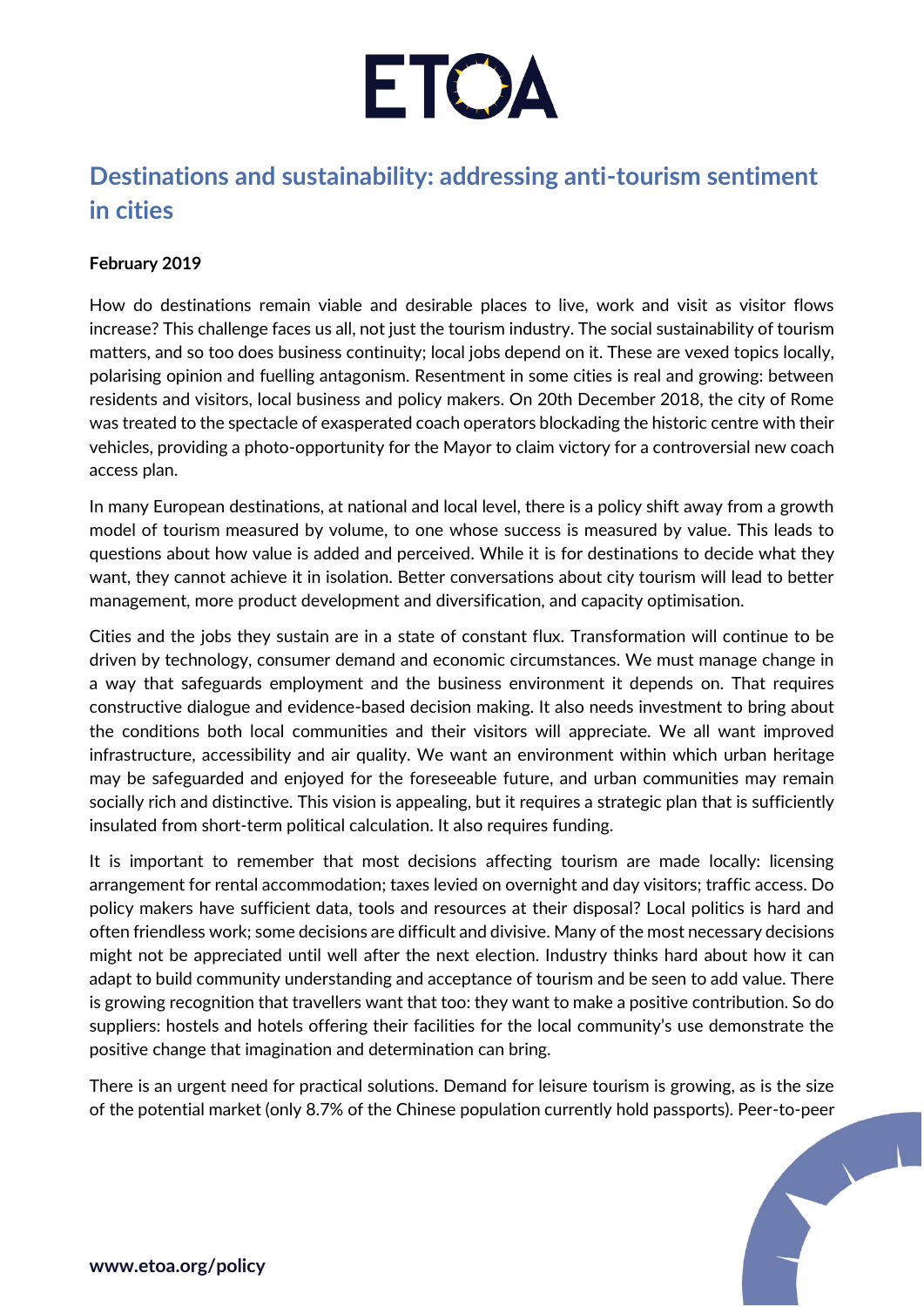# Destinations and sustainability: addressing anti-tourism sentiment in cities

**February 2019**

How do destinations remain viable and desirable places to live, work and visit as visitor flows increase? This challenge faces us all, not just the tourism industry. The social sustainability of tourism matters, and so too does business continuity; local jobs depend on it. These are vexed topics locally, polarising opinion and fuelling antagonism. Resentment in some cities is real and growing: between residents and visitors, local business and policy makers. On 20th December 2018, the city of Rome was treated to the spectacle of exasperated coach operators blockading the historic centre with their vehicles, providing a photo-opportunity for the Mayor to claim victory for a controversial new coach access plan.

In many European destinations, at national and local level, there is a policy shift away from a growth model of tourism measured by volume, to one whose success is measured by value. This leads to questions about how value is added and perceived. While it is for destinations to decide what they want, they cannot achieve it in isolation. Better conversations about city tourism will lead to better management, more product development and diversification, and capacity optimisation.

Cities and the jobs they sustain are in a state of constant flux. Transformation will continue to be driven by technology, consumer demand and economic circumstances. We must manage change in a way that safeguards employment and the business environment it depends on. That requires constructive dialogue and evidence-based decision making. It also needs investment to bring about the conditions both local communities and their visitors will appreciate. We all want improved infrastructure, accessibility and air quality. We want an environment within which urban heritage may be safeguarded and enjoyed for the foreseeable future, and urban communities may remain socially rich and distinctive. This vision is appealing, but it requires a strategic plan that is sufficiently insulated from short-term political calculation. It also requires funding.

It is important to remember that most decisions affecting tourism are made locally: licensing arrangement for rental accommodation; taxes levied on overnight and day visitors; traffic access. Do policy makers have sufficient data, tools and resources at their disposal? Local politics is hard and often friendless work; some decisions are difficult and divisive. Many of the most necessary decisions might not be appreciated until well after the next election. Industry thinks hard about how it can adapt to build community understanding and acceptance of tourism and be seen to add value. There is growing recognition that travellers want that too: they want to make a positive contribution. So do suppliers: hostels and hotels offering their facilities for the local community's use demonstrate the positive change that imagination and determination can bring.

There is an urgent need for practical solutions. Demand for leisure tourism is growing, as is the size of the potential market (only 8.7% of the Chinese population currently hold passports). Peer-to-peer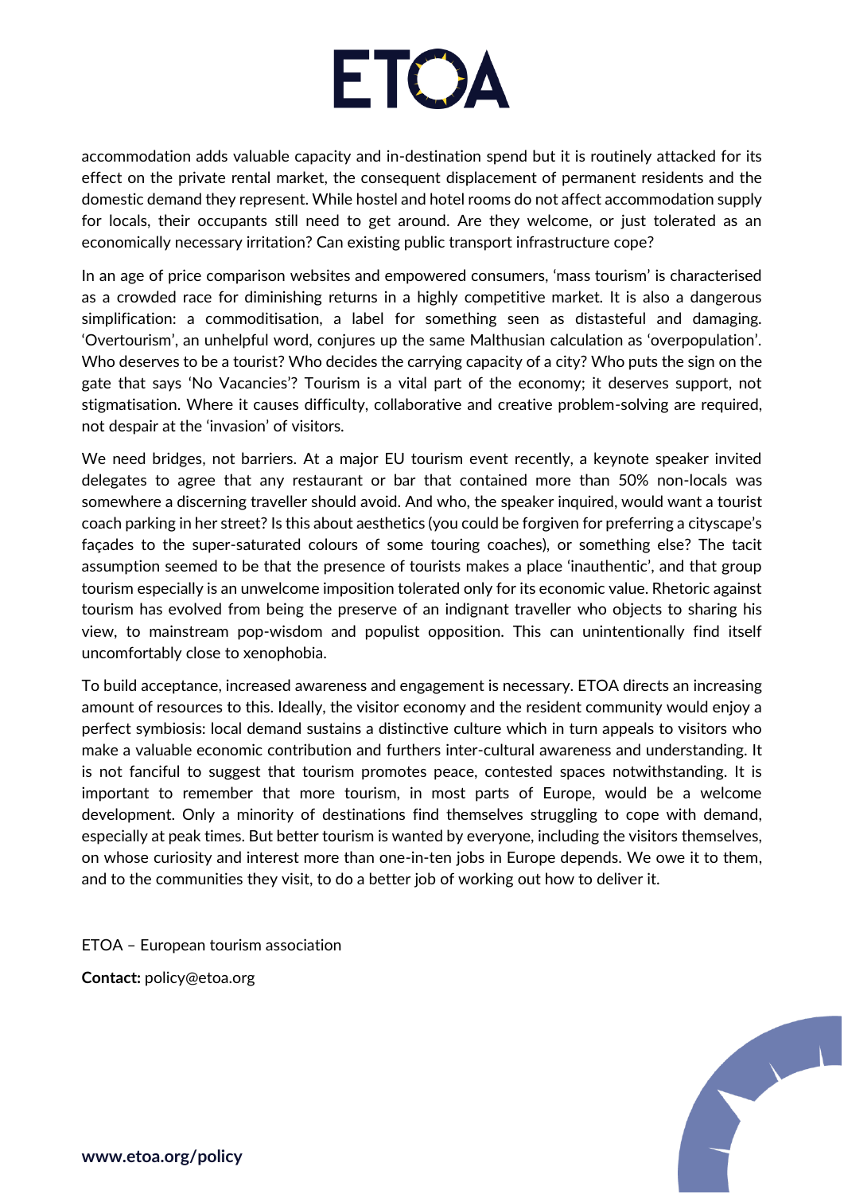accommodation adds valuable capacity and in-destination spend but it is routinely attacked for its effect on the private rental market, the consequent displacement of permanent residents and the domestic demand they represent. While hostel and hotel rooms do not affect accommodation supply for locals, their occupants still need to get around. Are they welcome, or just tolerated as an economically necessary irritation? Can existing public transport infrastructure cope?

In an age of price comparison websites and empowered consumers, 'mass tourism' is characterised as a crowded race for diminishing returns in a highly competitive market. It is also a dangerous simplification: a commoditisation, a label for something seen as distasteful and damaging. 'Overtourism', an unhelpful word, conjures up the same Malthusian calculation as 'overpopulation'. Who deserves to be a tourist? Who decides the carrying capacity of a city? Who puts the sign on the gate that says 'No Vacancies'? Tourism is a vital part of the economy; it deserves support, not stigmatisation. Where it causes difficulty, collaborative and creative problem-solving are required, not despair at the 'invasion' of visitors.

We need bridges, not barriers. At a major EU tourism event recently, a keynote speaker invited delegates to agree that any restaurant or bar that contained more than 50% non-locals was somewhere a discerning traveller should avoid. And who, the speaker inquired, would want a tourist coach parking in her street? Is this about aesthetics (you could be forgiven for preferring a cityscape's façades to the super-saturated colours of some touring coaches), or something else? The tacit assumption seemed to be that the presence of tourists makes a place 'inauthentic', and that group tourism especially is an unwelcome imposition tolerated only for its economic value. Rhetoric against tourism has evolved from being the preserve of an indignant traveller who objects to sharing his view, to mainstream pop-wisdom and populist opposition. This can unintentionally find itself uncomfortably close to xenophobia.

To build acceptance, increased awareness and engagement is necessary. ETOA directs an increasing amount of resources to this. Ideally, the visitor economy and the resident community would enjoy a perfect symbiosis: local demand sustains a distinctive culture which in turn appeals to visitors who make a valuable economic contribution and furthers inter-cultural awareness and understanding. It is not fanciful to suggest that tourism promotes peace, contested spaces notwithstanding. It is important to remember that more tourism, in most parts of Europe, would be a welcome development. Only a minority of destinations find themselves struggling to cope with demand, especially at peak times. But better tourism is wanted by everyone, including the visitors themselves, on whose curiosity and interest more than one-in-ten jobs in Europe depends. We owe it to them, and to the communities they visit, to do a better job of working out how to deliver it.

ETOA – European tourism association

**Contact:** policy@etoa.org

**www.etoa.org/policy**